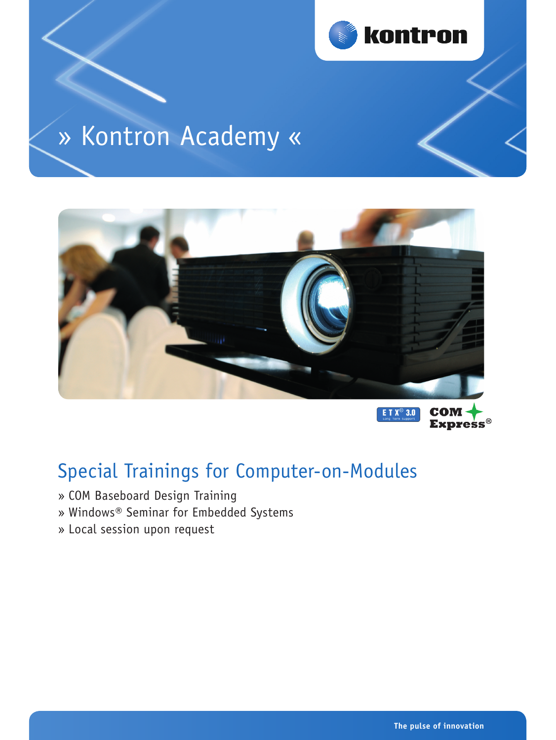# » Kontron Academy «

## Special Trainings for Computer-on-Modules

» COM Baseboard Design Training
» Windows® Seminar for Embedded Systems
» Local session upon request

The pulse of innovation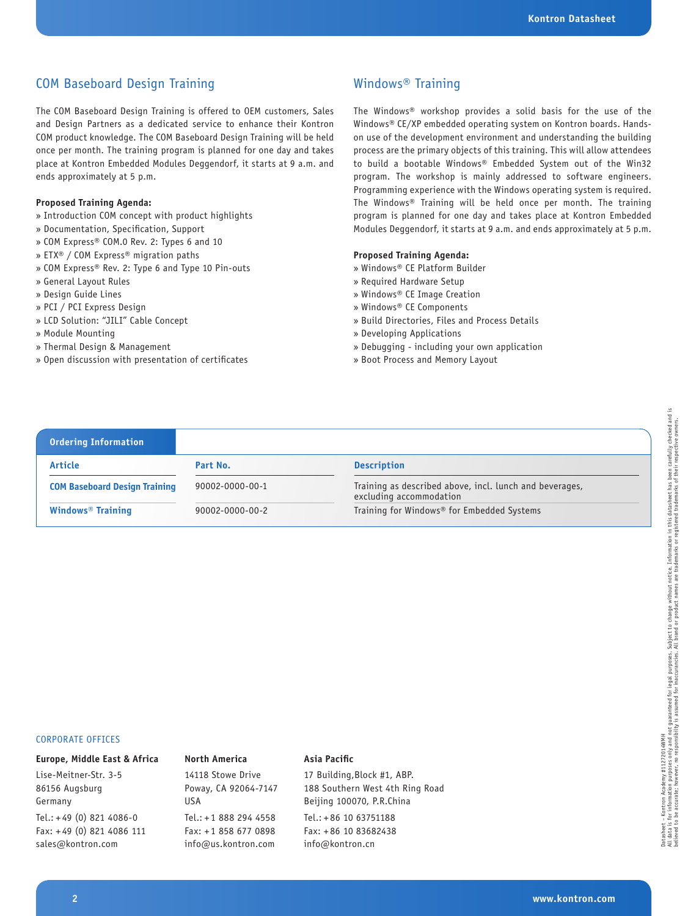## COM Baseboard Design Training

The COM Baseboard Design Training is offered to OEM customers, Sales and Design Partners as a dedicated service to enhance their Kontron COM product knowledge. The COM Baseboard Design Training will be held once per month. The training program is planned for one day and takes place at Kontron Embedded Modules Deggendorf, it starts at 9 a.m. and ends approximately at 5 p.m.

**Proposed Training Agenda:**

» Introduction COM concept with product highlights
» Documentation, Specification, Support
» COM Express® COM.0 Rev. 2: Types 6 and 10
» ETX® / COM Express® migration paths
» COM Express® Rev. 2: Type 6 and Type 10 Pin-outs
» General Layout Rules
» Design Guide Lines
» PCI / PCI Express Design
» LCD Solution: "JILI" Cable Concept
» Module Mounting
» Thermal Design & Management
» Open discussion with presentation of certificates

## Windows® Training

The Windows® workshop provides a solid basis for the use of the Windows® CE/XP embedded operating system on Kontron boards. Hands-on use of the development environment and understanding the building process are the primary objects of this training. This will allow attendees to build a bootable Windows® Embedded System out of the Win32 program. The workshop is mainly addressed to software engineers. Programming experience with the Windows operating system is required. The Windows® Training will be held once per month. The training program is planned for one day and takes place at Kontron Embedded Modules Deggendorf, it starts at 9 a.m. and ends approximately at 5 p.m.

**Proposed Training Agenda:**

» Windows® CE Platform Builder
» Required Hardware Setup
» Windows® CE Image Creation
» Windows® CE Components
» Build Directories, Files and Process Details
» Developing Applications
» Debugging - including your own application
» Boot Process and Memory Layout

### Ordering Information

| Article | Part No. | Description |
|---|---|---|
| **COM Baseboard Design Training** | 90002-0000-00-1 | Training as described above, incl. lunch and beverages, excluding accommodation |
| **Windows® Training** | 90002-0000-00-2 | Training for Windows® for Embedded Systems |

### CORPORATE OFFICES

**Europe, Middle East & Africa**
Lise-Meitner-Str. 3-5
86156 Augsburg
Germany
Tel.: +49 (0) 821 4086-0
Fax: +49 (0) 821 4086 111
sales@kontron.com

**North America**
14118 Stowe Drive
Poway, CA 92064-7147
USA
Tel.: +1 888 294 4558
Fax: +1 858 677 0898
info@us.kontron.com

**Asia Pacific**
17 Building,Block #1, ABP.
188 Southern West 4th Ring Road
Beijing 100070, P.R.China
Tel.: +86 10 63751188
Fax: +86 10 83682438
info@kontron.cn

Datasheet – Kontron Academy #11272014WMH
All data is for information purposes only and not guaranteed for legal purposes. Subject to change without notice. Information in this datasheet has been carefully checked and is believed to be accurate; however, no responsibility is assumed for inaccuracies. All brand or product names are trademarks or registered trademarks of their respective owners.

www.kontron.com